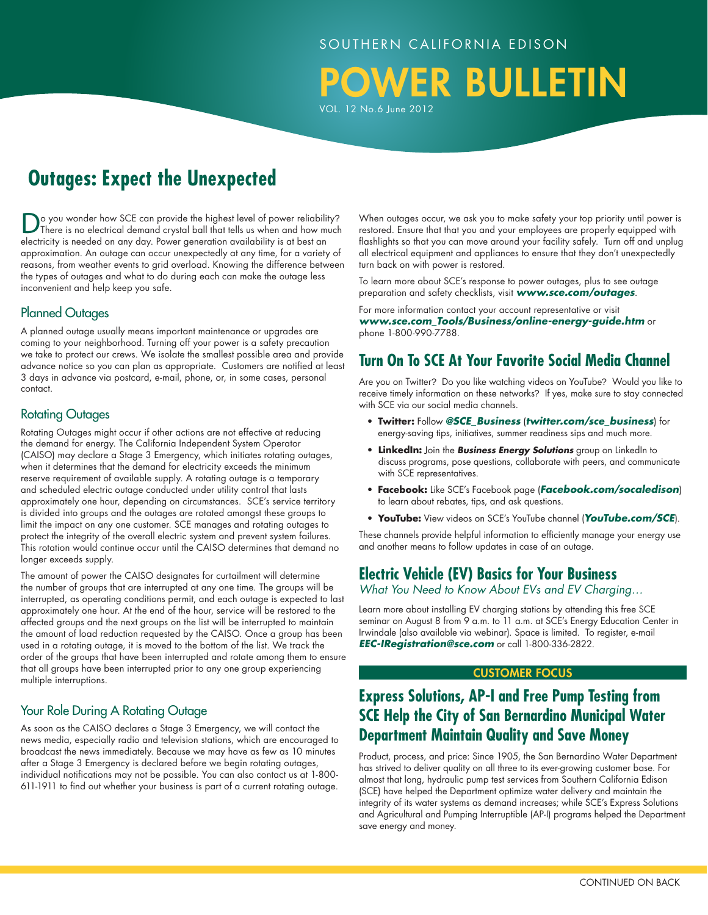SOUTHERN CALIFORNIA EDISON

# POWER BULLETIN

VOL. 12 No.6 June 2012

## Outages: Expect the Unexpected

Do you wonder how SCE can provide the highest level of power reliability? There is no electrical demand crystal ball that tells us when and how much electricity is needed on any day. Power generation availability is at best an approximation. An outage can occur unexpectedly at any time, for a variety of reasons, from weather events to grid overload. Knowing the difference between the types of outages and what to do during each can make the outage less inconvenient and help keep you safe.

### Planned Outages

A planned outage usually means important maintenance or upgrades are coming to your neighborhood. Turning off your power is a safety precaution we take to protect our crews. We isolate the smallest possible area and provide advance notice so you can plan as appropriate. Customers are notified at least 3 days in advance via postcard, e-mail, phone, or, in some cases, personal contact.

### Rotating Outages

Rotating Outages might occur if other actions are not effective at reducing the demand for energy. The California Independent System Operator (CAISO) may declare a Stage 3 Emergency, which initiates rotating outages, when it determines that the demand for electricity exceeds the minimum reserve requirement of available supply. A rotating outage is a temporary and scheduled electric outage conducted under utility control that lasts approximately one hour, depending on circumstances. SCE's service territory is divided into groups and the outages are rotated amongst these groups to limit the impact on any one customer. SCE manages and rotating outages to protect the integrity of the overall electric system and prevent system failures. This rotation would continue occur until the CAISO determines that demand no longer exceeds supply.

The amount of power the CAISO designates for curtailment will determine the number of groups that are interrupted at any one time. The groups will be interrupted, as operating conditions permit, and each outage is expected to last approximately one hour. At the end of the hour, service will be restored to the affected groups and the next groups on the list will be interrupted to maintain the amount of load reduction requested by the CAISO. Once a group has been used in a rotating outage, it is moved to the bottom of the list. We track the order of the groups that have been interrupted and rotate among them to ensure that all groups have been interrupted prior to any one group experiencing multiple interruptions.

### Your Role During A Rotating Outage

As soon as the CAISO declares a Stage 3 Emergency, we will contact the news media, especially radio and television stations, which are encouraged to broadcast the news immediately. Because we may have as few as 10 minutes after a Stage 3 Emergency is declared before we begin rotating outages, individual notifications may not be possible. You can also contact us at 1-800-611-1911 to find out whether your business is part of a current rotating outage.

When outages occur, we ask you to make safety your top priority until power is restored. Ensure that that you and your employees are properly equipped with flashlights so that you can move around your facility safely. Turn off and unplug all electrical equipment and appliances to ensure that they don't unexpectedly turn back on with power is restored.

To learn more about SCE's response to power outages, plus to see outage preparation and safety checklists, visit ***www.sce.com/outages***.

For more information contact your account representative or visit ***www.sce.com_Tools/Business/online-energy-guide.htm*** or phone 1-800-990-7788.

## Turn On To SCE At Your Favorite Social Media Channel

Are you on Twitter? Do you like watching videos on YouTube? Would you like to receive timely information on these networks? If yes, make sure to stay connected with SCE via our social media channels.

- **Twitter:** Follow ***@SCE_Business*** (***twitter.com/sce_business***) for energy-saving tips, initiatives, summer readiness sips and much more.
- **LinkedIn:** Join the ***Business Energy Solutions*** group on LinkedIn to discuss programs, pose questions, collaborate with peers, and communicate with SCE representatives.
- **Facebook:** Like SCE's Facebook page (***Facebook.com/socaledison***) to learn about rebates, tips, and ask questions.
- **YouTube:** View videos on SCE's YouTube channel (***YouTube.com/SCE***).

These channels provide helpful information to efficiently manage your energy use and another means to follow updates in case of an outage.

## Electric Vehicle (EV) Basics for Your Business

*What You Need to Know About EVs and EV Charging…*

Learn more about installing EV charging stations by attending this free SCE seminar on August 8 from 9 a.m. to 11 a.m. at SCE's Energy Education Center in Irwindale (also available via webinar). Space is limited. To register, e-mail ***EEC-IRegistration@sce.com*** or call 1-800-336-2822.

**CUSTOMER FOCUS**

## Express Solutions, AP-I and Free Pump Testing from SCE Help the City of San Bernardino Municipal Water Department Maintain Quality and Save Money

Product, process, and price: Since 1905, the San Bernardino Water Department has strived to deliver quality on all three to its ever-growing customer base. For almost that long, hydraulic pump test services from Southern California Edison (SCE) have helped the Department optimize water delivery and maintain the integrity of its water systems as demand increases; while SCE's Express Solutions and Agricultural and Pumping Interruptible (AP-I) programs helped the Department save energy and money.

CONTINUED ON BACK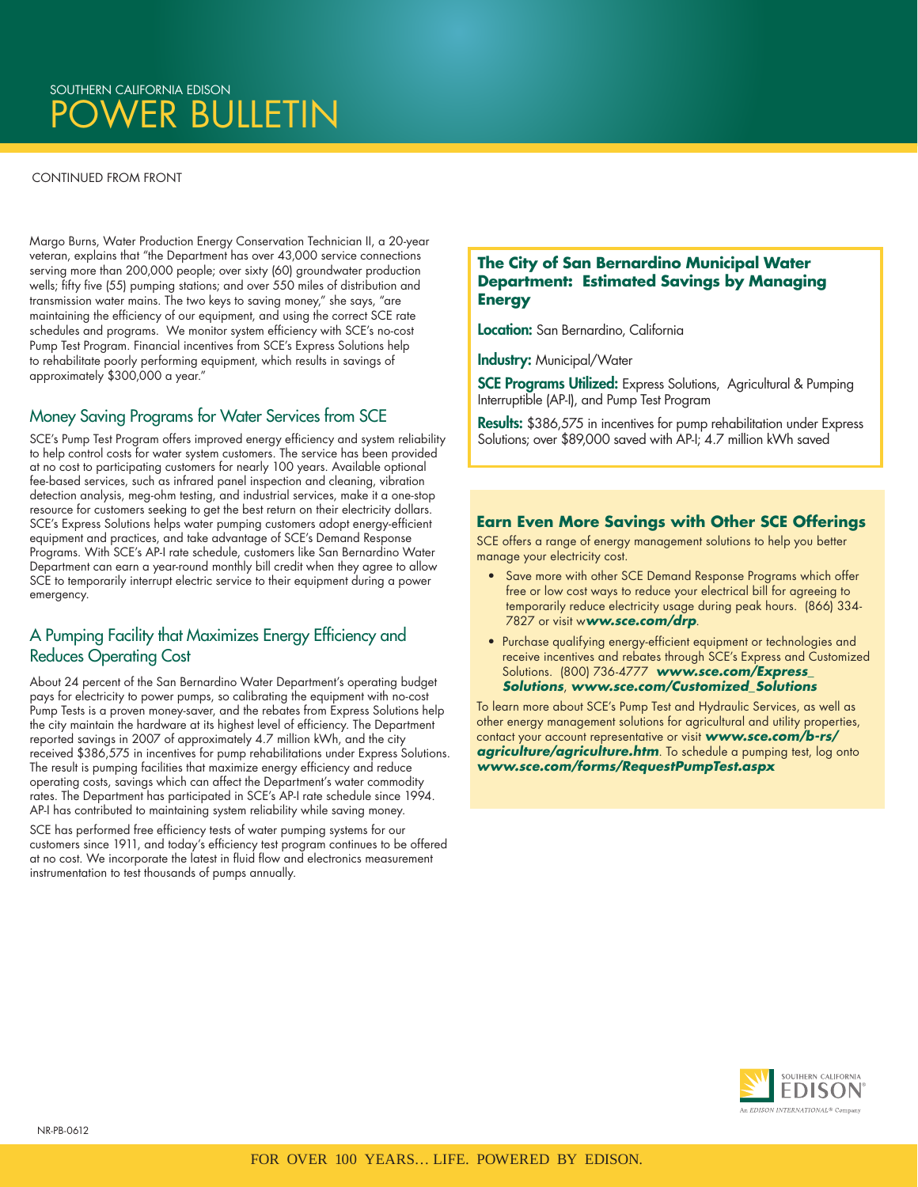CONTINUED FROM FRONT

Margo Burns, Water Production Energy Conservation Technician II, a 20-year veteran, explains that "the Department has over 43,000 service connections serving more than 200,000 people; over sixty (60) groundwater production wells; fifty five (55) pumping stations; and over 550 miles of distribution and transmission water mains. The two keys to saving money," she says, "are maintaining the efficiency of our equipment, and using the correct SCE rate schedules and programs. We monitor system efficiency with SCE's no-cost Pump Test Program. Financial incentives from SCE's Express Solutions help to rehabilitate poorly performing equipment, which results in savings of approximately $300,000 a year."

## Money Saving Programs for Water Services from SCE

SCE's Pump Test Program offers improved energy efficiency and system reliability to help control costs for water system customers. The service has been provided at no cost to participating customers for nearly 100 years. Available optional fee-based services, such as infrared panel inspection and cleaning, vibration detection analysis, meg-ohm testing, and industrial services, make it a one-stop resource for customers seeking to get the best return on their electricity dollars. SCE's Express Solutions helps water pumping customers adopt energy-efficient equipment and practices, and take advantage of SCE's Demand Response Programs. With SCE's AP-I rate schedule, customers like San Bernardino Water Department can earn a year-round monthly bill credit when they agree to allow SCE to temporarily interrupt electric service to their equipment during a power emergency.

## A Pumping Facility that Maximizes Energy Efficiency and Reduces Operating Cost

About 24 percent of the San Bernardino Water Department's operating budget pays for electricity to power pumps, so calibrating the equipment with no-cost Pump Tests is a proven money-saver, and the rebates from Express Solutions help the city maintain the hardware at its highest level of efficiency. The Department reported savings in 2007 of approximately 4.7 million kWh, and the city received $386,575 in incentives for pump rehabilitations under Express Solutions. The result is pumping facilities that maximize energy efficiency and reduce operating costs, savings which can affect the Department's water commodity rates. The Department has participated in SCE's AP-I rate schedule since 1994. AP-I has contributed to maintaining system reliability while saving money.

SCE has performed free efficiency tests of water pumping systems for our customers since 1911, and today's efficiency test program continues to be offered at no cost. We incorporate the latest in fluid flow and electronics measurement instrumentation to test thousands of pumps annually.

### The City of San Bernardino Municipal Water Department: Estimated Savings by Managing Energy

**Location:** San Bernardino, California

**Industry:** Municipal/Water

**SCE Programs Utilized:** Express Solutions, Agricultural & Pumping Interruptible (AP-I), and Pump Test Program

**Results:** $386,575 in incentives for pump rehabilitation under Express Solutions; over $89,000 saved with AP-I; 4.7 million kWh saved

### Earn Even More Savings with Other SCE Offerings

SCE offers a range of energy management solutions to help you better manage your electricity cost.

- Save more with other SCE Demand Response Programs which offer free or low cost ways to reduce your electrical bill for agreeing to temporarily reduce electricity usage during peak hours. (866) 334-7827 or visit w***ww.sce.com/drp***.
- Purchase qualifying energy-efficient equipment or technologies and receive incentives and rebates through SCE's Express and Customized Solutions. (800) 736-4777 ***www.sce.com/Express_Solutions***, ***www.sce.com/Customized_Solutions***

To learn more about SCE's Pump Test and Hydraulic Services, as well as other energy management solutions for agricultural and utility properties, contact your account representative or visit ***www.sce.com/b-rs/agriculture/agriculture.htm***. To schedule a pumping test, log onto ***www.sce.com/forms/RequestPumpTest.aspx***

NR-PB-0612

FOR OVER 100 YEARS... LIFE. POWERED BY EDISON.